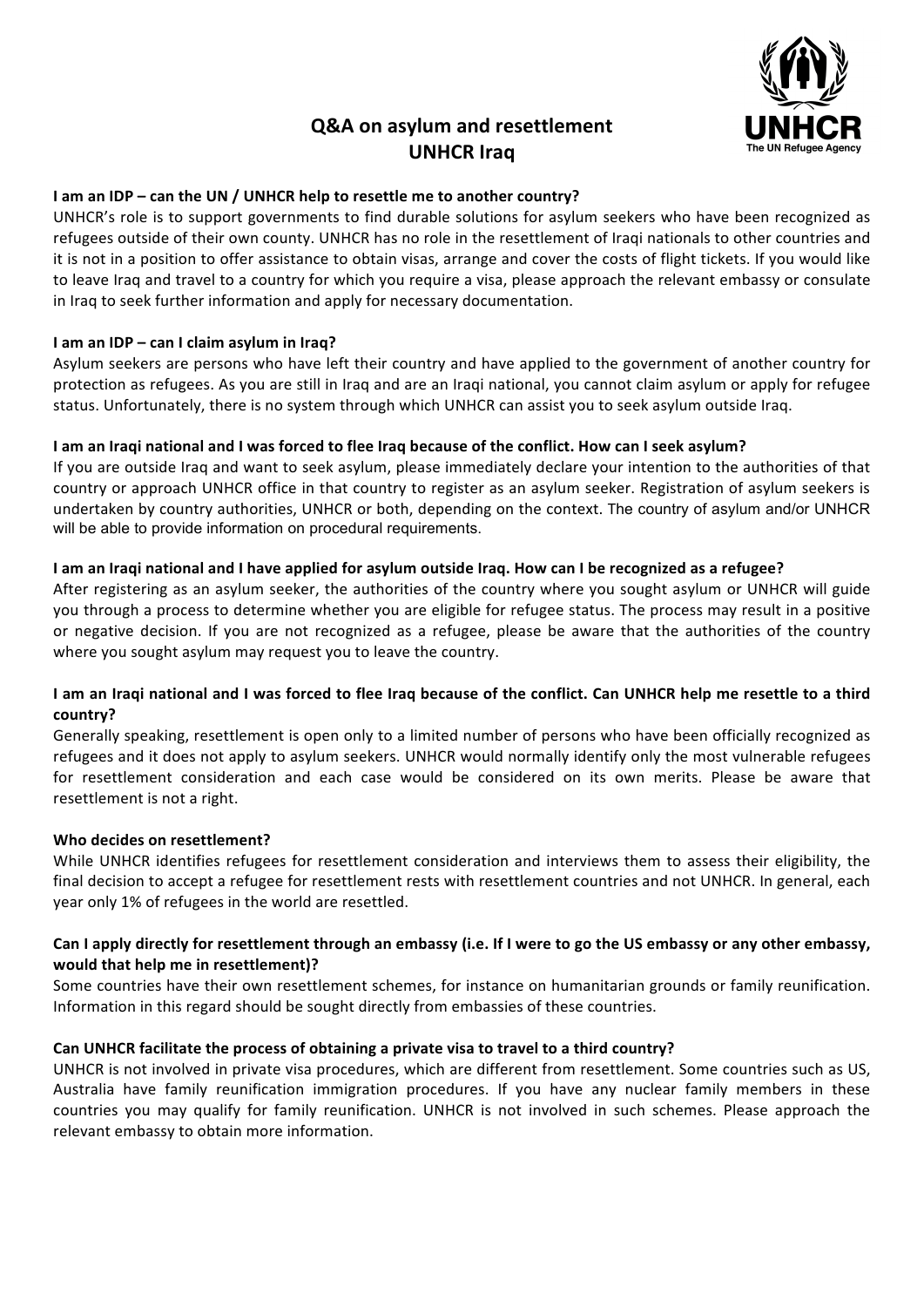# Q&A on asylum and resettlement
# UNHCR Iraq

**I am an IDP – can the UN / UNHCR help to resettle me to another country?**

UNHCR's role is to support governments to find durable solutions for asylum seekers who have been recognized as refugees outside of their own county. UNHCR has no role in the resettlement of Iraqi nationals to other countries and it is not in a position to offer assistance to obtain visas, arrange and cover the costs of flight tickets. If you would like to leave Iraq and travel to a country for which you require a visa, please approach the relevant embassy or consulate in Iraq to seek further information and apply for necessary documentation.

**I am an IDP – can I claim asylum in Iraq?**

Asylum seekers are persons who have left their country and have applied to the government of another country for protection as refugees. As you are still in Iraq and are an Iraqi national, you cannot claim asylum or apply for refugee status. Unfortunately, there is no system through which UNHCR can assist you to seek asylum outside Iraq.

**I am an Iraqi national and I was forced to flee Iraq because of the conflict. How can I seek asylum?**

If you are outside Iraq and want to seek asylum, please immediately declare your intention to the authorities of that country or approach UNHCR office in that country to register as an asylum seeker. Registration of asylum seekers is undertaken by country authorities, UNHCR or both, depending on the context. The country of asylum and/or UNHCR will be able to provide information on procedural requirements.

**I am an Iraqi national and I have applied for asylum outside Iraq. How can I be recognized as a refugee?**

After registering as an asylum seeker, the authorities of the country where you sought asylum or UNHCR will guide you through a process to determine whether you are eligible for refugee status. The process may result in a positive or negative decision. If you are not recognized as a refugee, please be aware that the authorities of the country where you sought asylum may request you to leave the country.

**I am an Iraqi national and I was forced to flee Iraq because of the conflict. Can UNHCR help me resettle to a third country?**

Generally speaking, resettlement is open only to a limited number of persons who have been officially recognized as refugees and it does not apply to asylum seekers. UNHCR would normally identify only the most vulnerable refugees for resettlement consideration and each case would be considered on its own merits. Please be aware that resettlement is not a right.

**Who decides on resettlement?**

While UNHCR identifies refugees for resettlement consideration and interviews them to assess their eligibility, the final decision to accept a refugee for resettlement rests with resettlement countries and not UNHCR. In general, each year only 1% of refugees in the world are resettled.

**Can I apply directly for resettlement through an embassy (i.e. If I were to go the US embassy or any other embassy, would that help me in resettlement)?**

Some countries have their own resettlement schemes, for instance on humanitarian grounds or family reunification. Information in this regard should be sought directly from embassies of these countries.

**Can UNHCR facilitate the process of obtaining a private visa to travel to a third country?**

UNHCR is not involved in private visa procedures, which are different from resettlement. Some countries such as US, Australia have family reunification immigration procedures. If you have any nuclear family members in these countries you may qualify for family reunification. UNHCR is not involved in such schemes. Please approach the relevant embassy to obtain more information.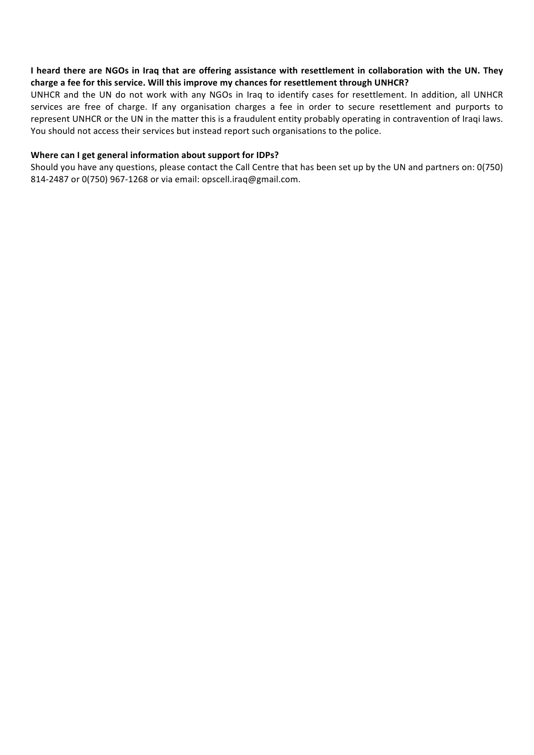**I heard there are NGOs in Iraq that are offering assistance with resettlement in collaboration with the UN. They charge a fee for this service. Will this improve my chances for resettlement through UNHCR?**

UNHCR and the UN do not work with any NGOs in Iraq to identify cases for resettlement. In addition, all UNHCR services are free of charge. If any organisation charges a fee in order to secure resettlement and purports to represent UNHCR or the UN in the matter this is a fraudulent entity probably operating in contravention of Iraqi laws. You should not access their services but instead report such organisations to the police.

**Where can I get general information about support for IDPs?**

Should you have any questions, please contact the Call Centre that has been set up by the UN and partners on: 0(750) 814-2487 or 0(750) 967-1268 or via email: opscell.iraq@gmail.com.